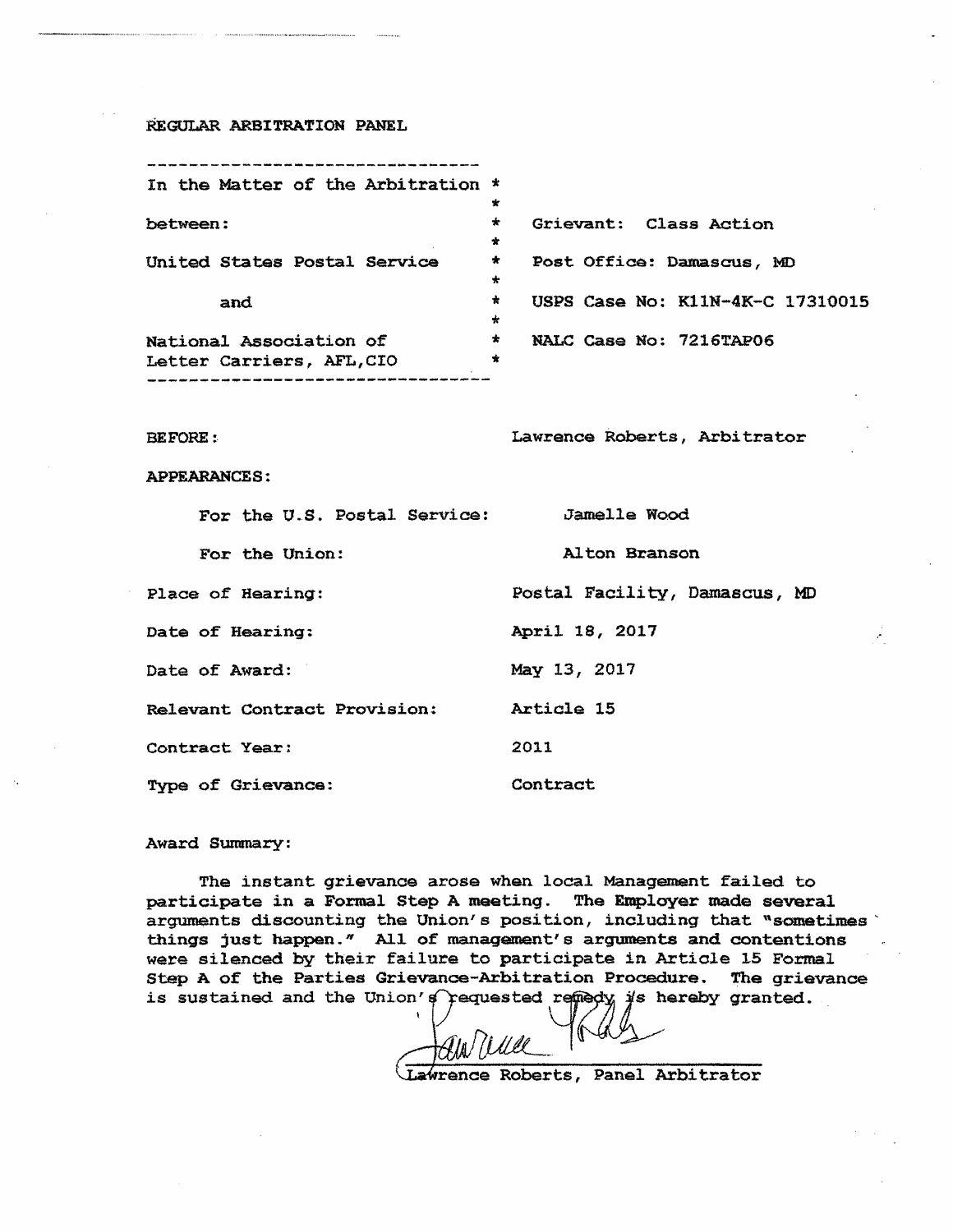REGULAR ARBITRATION PANEL

| | |
|---|---|
| In the Matter of the Arbitration between: | Grievant: Class Action |
| United States Postal Service | Post Office: Damascus, MD |
| and | USPS Case No: K11N-4K-C 17310015 |
| National Association of Letter Carriers, AFL,CIO | NALC Case No: 7216TAP06 |

BEFORE: Lawrence Roberts, Arbitrator

APPEARANCES:

For the U.S. Postal Service: Jamelle Wood

For the Union: Alton Branson

Place of Hearing: Postal Facility, Damascus, MD

Date of Hearing: April 18, 2017

Date of Award: May 13, 2017

Relevant Contract Provision: Article 15

Contract Year: 2011

Type of Grievance: Contract

Award Summary:

The instant grievance arose when local Management failed to participate in a Formal Step A meeting. The Employer made several arguments discounting the Union's position, including that "sometimes things just happen." All of management's arguments and contentions were silenced by their failure to participate in Article 15 Formal Step A of the Parties Grievance-Arbitration Procedure. The grievance is sustained and the Union's requested remedy is hereby granted.

Lawrence Roberts, Panel Arbitrator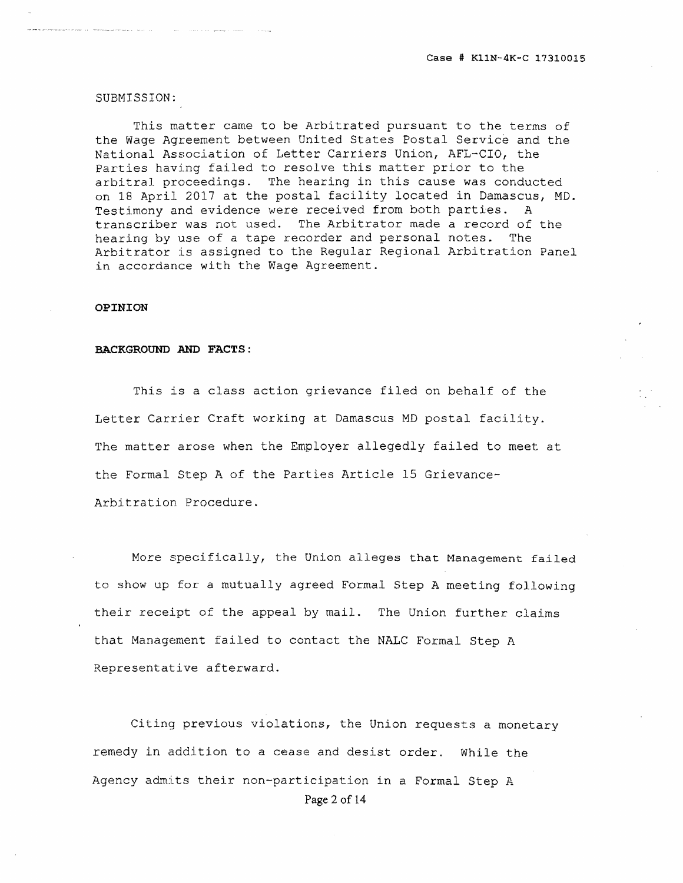SUBMISSION:

This matter came to be Arbitrated pursuant to the terms of the Wage Agreement between United States Postal Service and the National Association of Letter Carriers Union, AFL-CIO, the Parties having failed to resolve this matter prior to the arbitral proceedings. The hearing in this cause was conducted on 18 April 2017 at the postal facility located in Damascus, MD. Testimony and evidence were received from both parties. A transcriber was not used. The Arbitrator made a record of the hearing by use of a tape recorder and personal notes. The Arbitrator is assigned to the Regular Regional Arbitration Panel in accordance with the Wage Agreement.

**OPINION**

**BACKGROUND AND FACTS:**

This is a class action grievance filed on behalf of the Letter Carrier Craft working at Damascus MD postal facility. The matter arose when the Employer allegedly failed to meet at the Formal Step A of the Parties Article 15 Grievance-Arbitration Procedure.

More specifically, the Union alleges that Management failed to show up for a mutually agreed Formal Step A meeting following their receipt of the appeal by mail. The Union further claims that Management failed to contact the NALC Formal Step A Representative afterward.

Citing previous violations, the Union requests a monetary remedy in addition to a cease and desist order. While the Agency admits their non-participation in a Formal Step A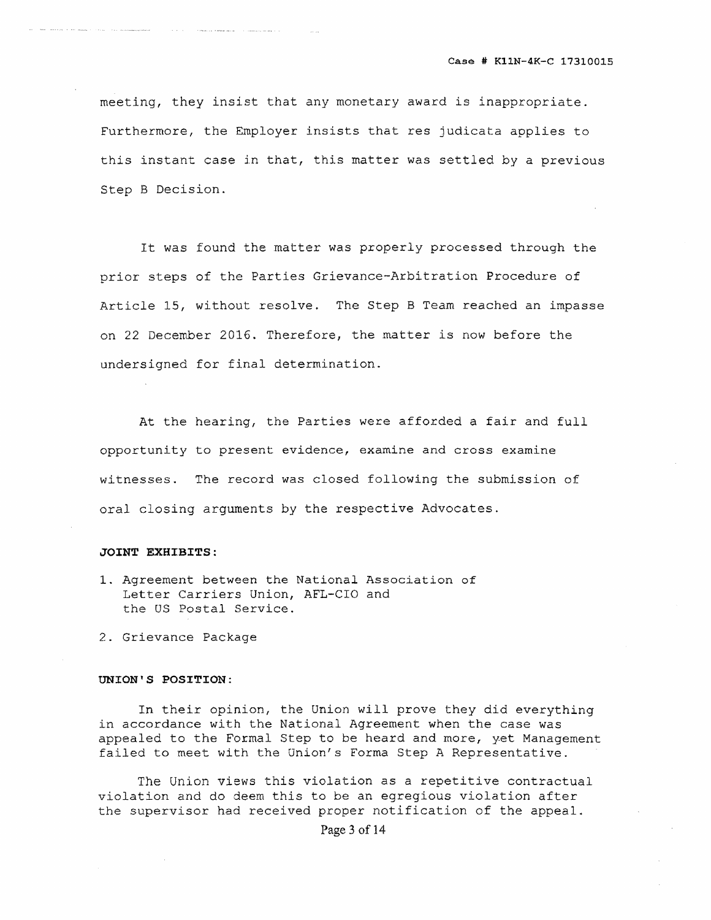meeting, they insist that any monetary award is inappropriate. Furthermore, the Employer insists that res judicata applies to this instant case in that, this matter was settled by a previous Step B Decision.

It was found the matter was properly processed through the prior steps of the Parties Grievance-Arbitration Procedure of Article 15, without resolve. The Step B Team reached an impasse on 22 December 2016. Therefore, the matter is now before the undersigned for final determination.

At the hearing, the Parties were afforded a fair and full opportunity to present evidence, examine and cross examine witnesses. The record was closed following the submission of oral closing arguments by the respective Advocates.

**JOINT EXHIBITS:**

1. Agreement between the National Association of Letter Carriers Union, AFL-CIO and the US Postal Service.
2. Grievance Package

**UNION'S POSITION:**

In their opinion, the Union will prove they did everything in accordance with the National Agreement when the case was appealed to the Formal Step to be heard and more, yet Management failed to meet with the Union's Forma Step A Representative.

The Union views this violation as a repetitive contractual violation and do deem this to be an egregious violation after the supervisor had received proper notification of the appeal.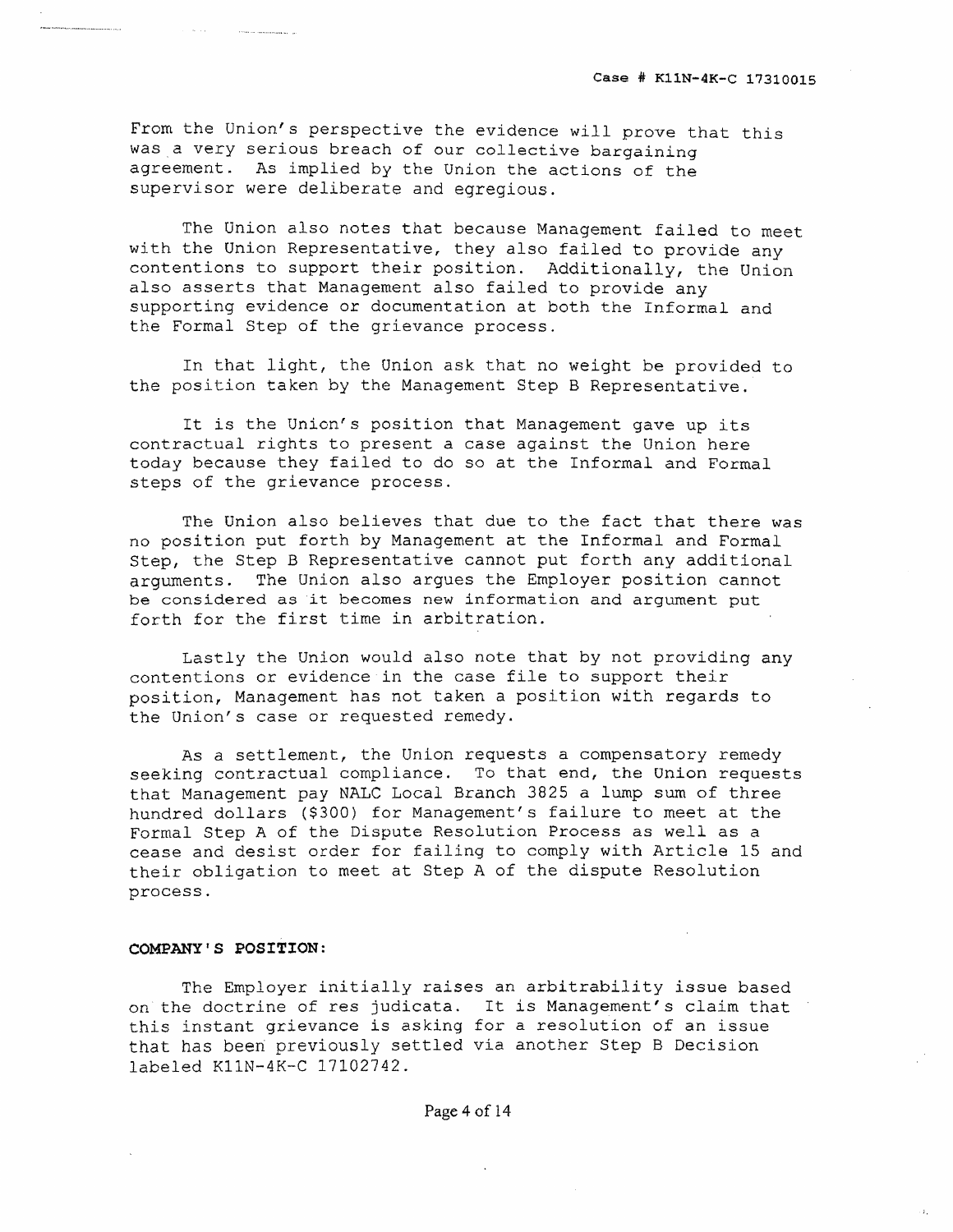From the Union's perspective the evidence will prove that this was a very serious breach of our collective bargaining agreement. As implied by the Union the actions of the supervisor were deliberate and egregious.

The Union also notes that because Management failed to meet with the Union Representative, they also failed to provide any contentions to support their position. Additionally, the Union also asserts that Management also failed to provide any supporting evidence or documentation at both the Informal and the Formal Step of the grievance process.

In that light, the Union ask that no weight be provided to the position taken by the Management Step B Representative.

It is the Union's position that Management gave up its contractual rights to present a case against the Union here today because they failed to do so at the Informal and Formal steps of the grievance process.

The Union also believes that due to the fact that there was no position put forth by Management at the Informal and Formal Step, the Step B Representative cannot put forth any additional arguments. The Union also argues the Employer position cannot be considered as it becomes new information and argument put forth for the first time in arbitration.

Lastly the Union would also note that by not providing any contentions or evidence in the case file to support their position, Management has not taken a position with regards to the Union's case or requested remedy.

As a settlement, the Union requests a compensatory remedy seeking contractual compliance. To that end, the Union requests that Management pay NALC Local Branch 3825 a lump sum of three hundred dollars ($300) for Management's failure to meet at the Formal Step A of the Dispute Resolution Process as well as a cease and desist order for failing to comply with Article 15 and their obligation to meet at Step A of the dispute Resolution process.

**COMPANY'S POSITION:**

The Employer initially raises an arbitrability issue based on the doctrine of res judicata. It is Management's claim that this instant grievance is asking for a resolution of an issue that has been previously settled via another Step B Decision labeled K11N-4K-C 17102742.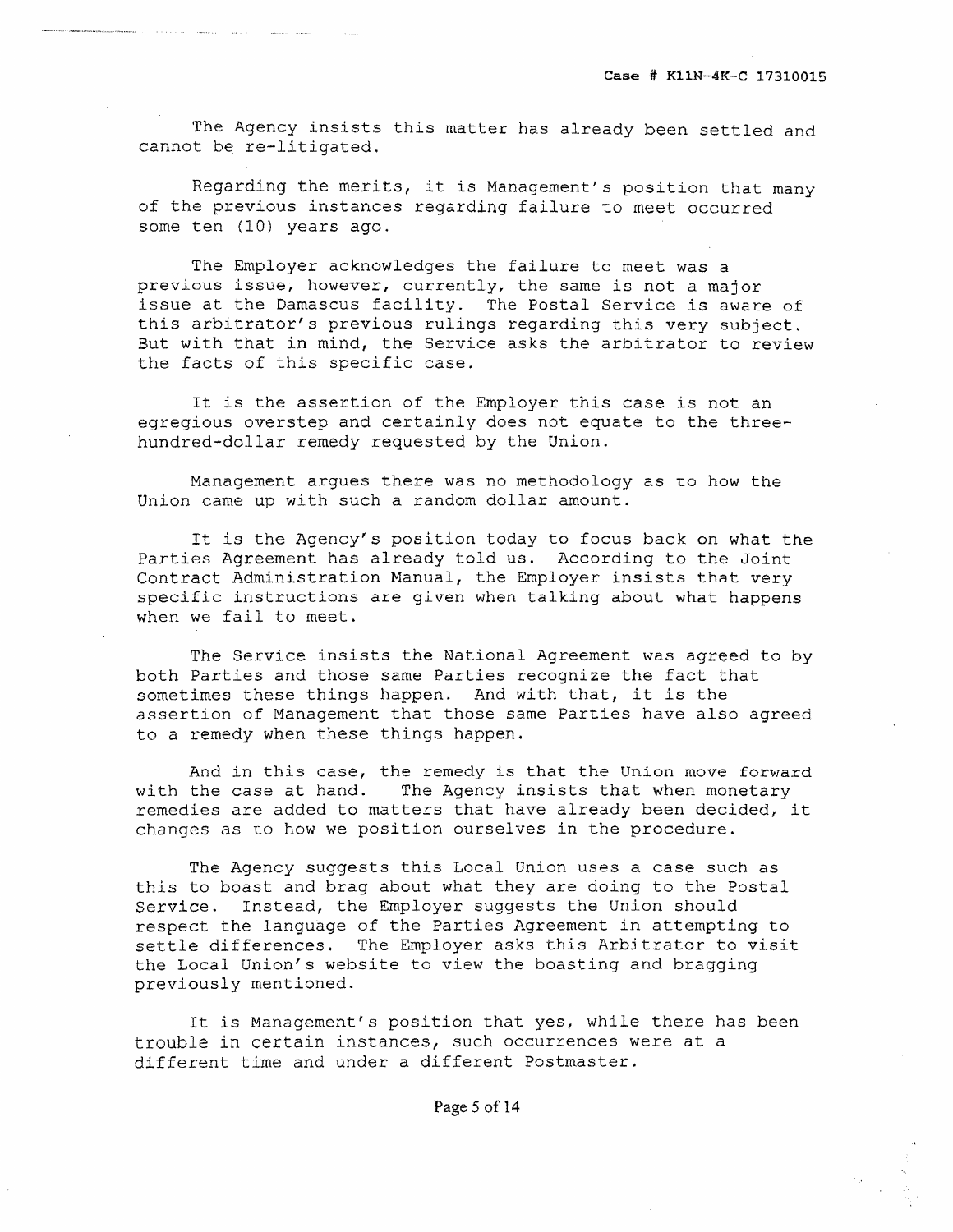The Agency insists this matter has already been settled and cannot be re-litigated.

Regarding the merits, it is Management's position that many of the previous instances regarding failure to meet occurred some ten (10) years ago.

The Employer acknowledges the failure to meet was a previous issue, however, currently, the same is not a major issue at the Damascus facility. The Postal Service is aware of this arbitrator's previous rulings regarding this very subject. But with that in mind, the Service asks the arbitrator to review the facts of this specific case.

It is the assertion of the Employer this case is not an egregious overstep and certainly does not equate to the three-hundred-dollar remedy requested by the Union.

Management argues there was no methodology as to how the Union came up with such a random dollar amount.

It is the Agency's position today to focus back on what the Parties Agreement has already told us. According to the Joint Contract Administration Manual, the Employer insists that very specific instructions are given when talking about what happens when we fail to meet.

The Service insists the National Agreement was agreed to by both Parties and those same Parties recognize the fact that sometimes these things happen. And with that, it is the assertion of Management that those same Parties have also agreed to a remedy when these things happen.

And in this case, the remedy is that the Union move forward with the case at hand. The Agency insists that when monetary remedies are added to matters that have already been decided, it changes as to how we position ourselves in the procedure.

The Agency suggests this Local Union uses a case such as this to boast and brag about what they are doing to the Postal Service. Instead, the Employer suggests the Union should respect the language of the Parties Agreement in attempting to settle differences. The Employer asks this Arbitrator to visit the Local Union's website to view the boasting and bragging previously mentioned.

It is Management's position that yes, while there has been trouble in certain instances, such occurrences were at a different time and under a different Postmaster.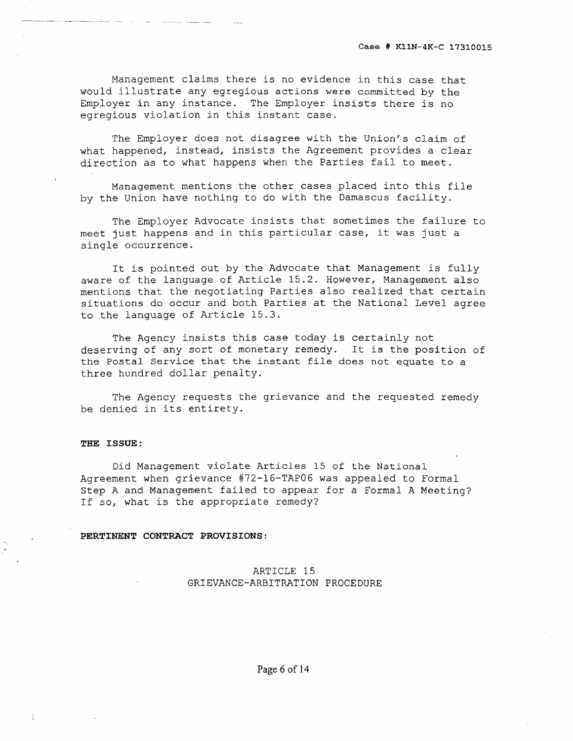Management claims there is no evidence in this case that would illustrate any egregious actions were committed by the Employer in any instance. The Employer insists there is no egregious violation in this instant case.

The Employer does not disagree with the Union's claim of what happened, instead, insists the Agreement provides a clear direction as to what happens when the Parties fail to meet.

Management mentions the other cases placed into this file by the Union have nothing to do with the Damascus facility.

The Employer Advocate insists that sometimes the failure to meet just happens and in this particular case, it was just a single occurrence.

It is pointed out by the Advocate that Management is fully aware of the language of Article 15.2. However, Management also mentions that the negotiating Parties also realized that certain situations do occur and both Parties at the National Level agree to the language of Article 15.3.

The Agency insists this case today is certainly not deserving of any sort of monetary remedy. It is the position of the Postal Service that the instant file does not equate to a three hundred dollar penalty.

The Agency requests the grievance and the requested remedy be denied in its entirety.

**THE ISSUE:**

Did Management violate Articles 15 of the National Agreement when grievance #72-16-TAP06 was appealed to Formal Step A and Management failed to appear for a Formal A Meeting? If so, what is the appropriate remedy?

**PERTINENT CONTRACT PROVISIONS:**

ARTICLE 15
GRIEVANCE-ARBITRATION PROCEDURE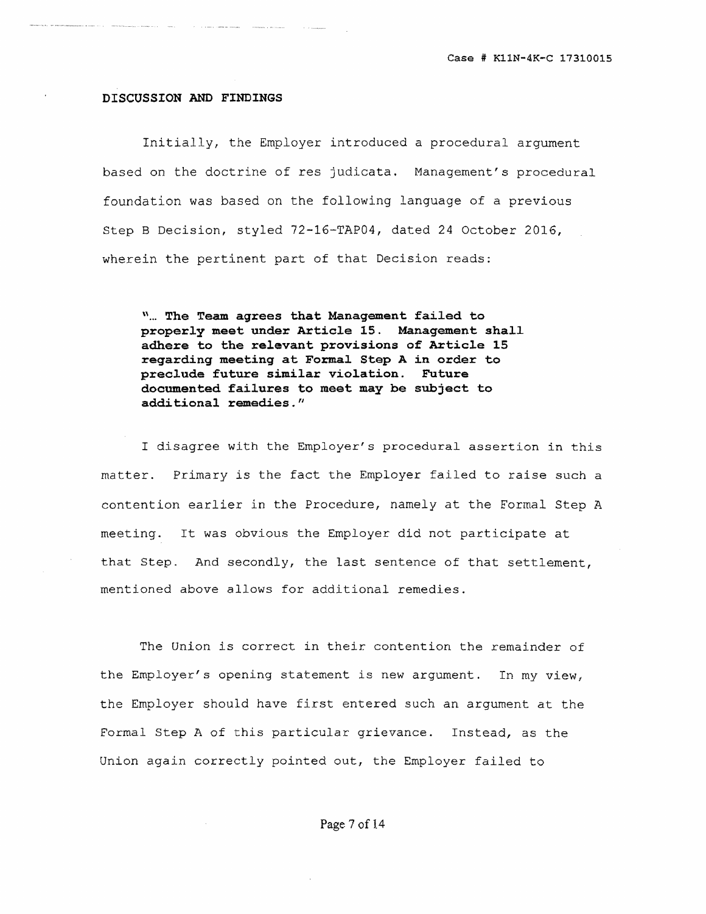## DISCUSSION AND FINDINGS

Initially, the Employer introduced a procedural argument based on the doctrine of res judicata. Management's procedural foundation was based on the following language of a previous Step B Decision, styled 72-16-TAP04, dated 24 October 2016, wherein the pertinent part of that Decision reads:

> **"... The Team agrees that Management failed to properly meet under Article 15. Management shall adhere to the relevant provisions of Article 15 regarding meeting at Formal Step A in order to preclude future similar violation. Future documented failures to meet may be subject to additional remedies."**

I disagree with the Employer's procedural assertion in this matter. Primary is the fact the Employer failed to raise such a contention earlier in the Procedure, namely at the Formal Step A meeting. It was obvious the Employer did not participate at that Step. And secondly, the last sentence of that settlement, mentioned above allows for additional remedies.

The Union is correct in their contention the remainder of the Employer's opening statement is new argument. In my view, the Employer should have first entered such an argument at the Formal Step A of this particular grievance. Instead, as the Union again correctly pointed out, the Employer failed to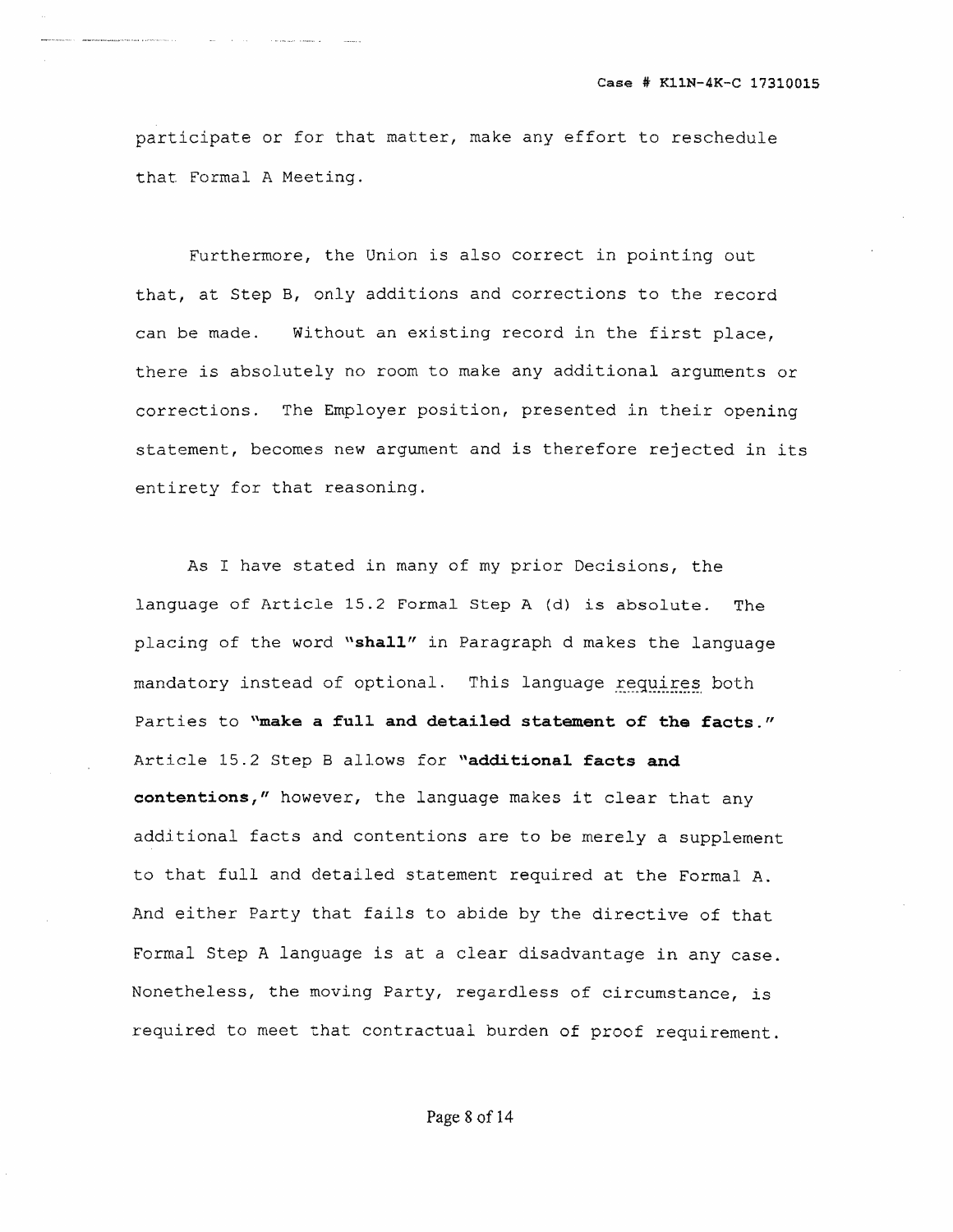participate or for that matter, make any effort to reschedule that Formal A Meeting.

Furthermore, the Union is also correct in pointing out that, at Step B, only additions and corrections to the record can be made. Without an existing record in the first place, there is absolutely no room to make any additional arguments or corrections. The Employer position, presented in their opening statement, becomes new argument and is therefore rejected in its entirety for that reasoning.

As I have stated in many of my prior Decisions, the language of Article 15.2 Formal Step A (d) is absolute. The placing of the word "**shall**" in Paragraph d makes the language mandatory instead of optional. This language requires both Parties to "**make a full and detailed statement of the facts.**" Article 15.2 Step B allows for "**additional facts and contentions,**" however, the language makes it clear that any additional facts and contentions are to be merely a supplement to that full and detailed statement required at the Formal A. And either Party that fails to abide by the directive of that Formal Step A language is at a clear disadvantage in any case. Nonetheless, the moving Party, regardless of circumstance, is required to meet that contractual burden of proof requirement.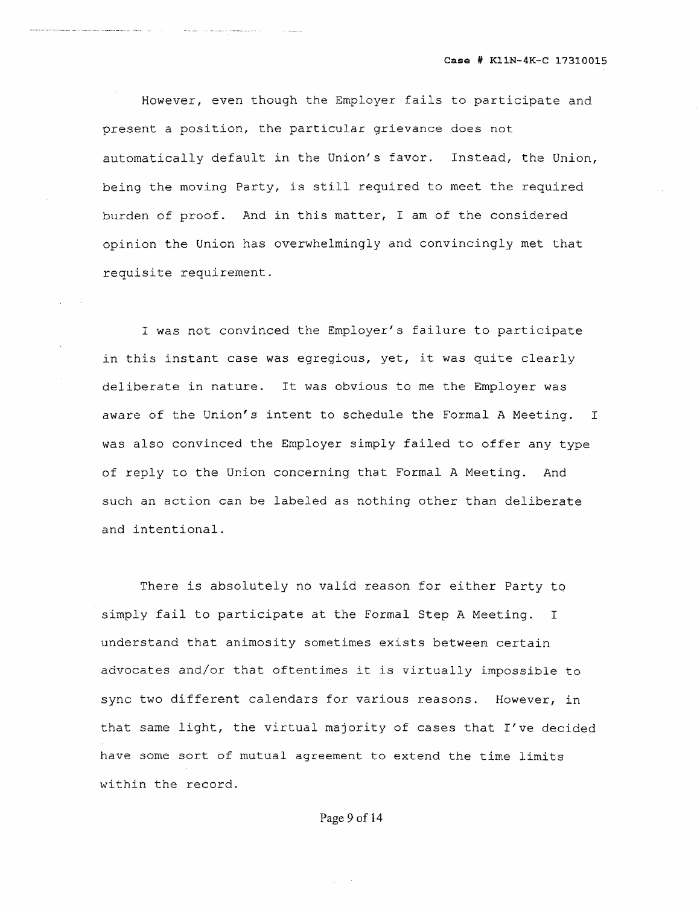However, even though the Employer fails to participate and present a position, the particular grievance does not automatically default in the Union's favor. Instead, the Union, being the moving Party, is still required to meet the required burden of proof. And in this matter, I am of the considered opinion the Union has overwhelmingly and convincingly met that requisite requirement.

I was not convinced the Employer's failure to participate in this instant case was egregious, yet, it was quite clearly deliberate in nature. It was obvious to me the Employer was aware of the Union's intent to schedule the Formal A Meeting. I was also convinced the Employer simply failed to offer any type of reply to the Union concerning that Formal A Meeting. And such an action can be labeled as nothing other than deliberate and intentional.

There is absolutely no valid reason for either Party to simply fail to participate at the Formal Step A Meeting. I understand that animosity sometimes exists between certain advocates and/or that oftentimes it is virtually impossible to sync two different calendars for various reasons. However, in that same light, the virtual majority of cases that I've decided have some sort of mutual agreement to extend the time limits within the record.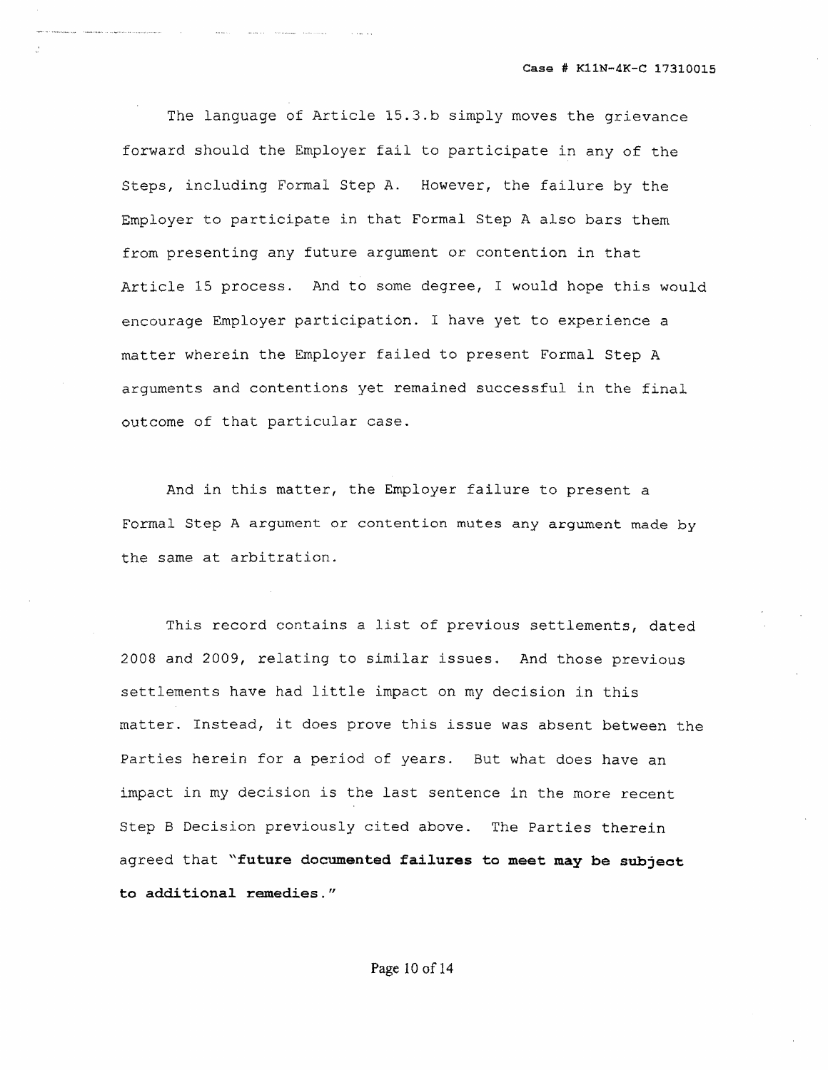The language of Article 15.3.b simply moves the grievance forward should the Employer fail to participate in any of the Steps, including Formal Step A. However, the failure by the Employer to participate in that Formal Step A also bars them from presenting any future argument or contention in that Article 15 process. And to some degree, I would hope this would encourage Employer participation. I have yet to experience a matter wherein the Employer failed to present Formal Step A arguments and contentions yet remained successful in the final outcome of that particular case.

And in this matter, the Employer failure to present a Formal Step A argument or contention mutes any argument made by the same at arbitration.

This record contains a list of previous settlements, dated 2008 and 2009, relating to similar issues. And those previous settlements have had little impact on my decision in this matter. Instead, it does prove this issue was absent between the Parties herein for a period of years. But what does have an impact in my decision is the last sentence in the more recent Step B Decision previously cited above. The Parties therein agreed that "**future documented failures to meet may be subject to additional remedies.**"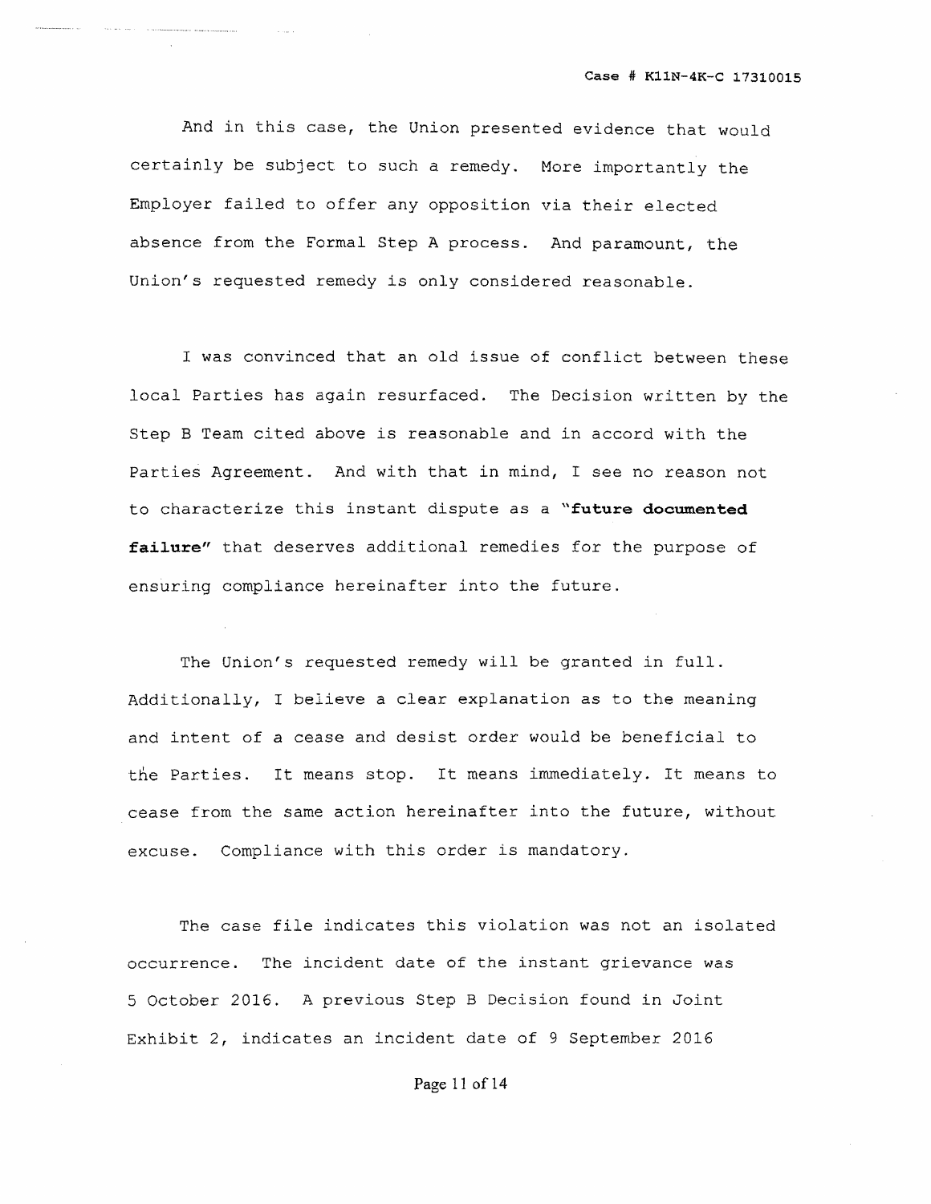And in this case, the Union presented evidence that would certainly be subject to such a remedy. More importantly the Employer failed to offer any opposition via their elected absence from the Formal Step A process. And paramount, the Union's requested remedy is only considered reasonable.

I was convinced that an old issue of conflict between these local Parties has again resurfaced. The Decision written by the Step B Team cited above is reasonable and in accord with the Parties Agreement. And with that in mind, I see no reason not to characterize this instant dispute as a "**future documented failure**" that deserves additional remedies for the purpose of ensuring compliance hereinafter into the future.

The Union's requested remedy will be granted in full. Additionally, I believe a clear explanation as to the meaning and intent of a cease and desist order would be beneficial to the Parties. It means stop. It means immediately. It means to cease from the same action hereinafter into the future, without excuse. Compliance with this order is mandatory.

The case file indicates this violation was not an isolated occurrence. The incident date of the instant grievance was 5 October 2016. A previous Step B Decision found in Joint Exhibit 2, indicates an incident date of 9 September 2016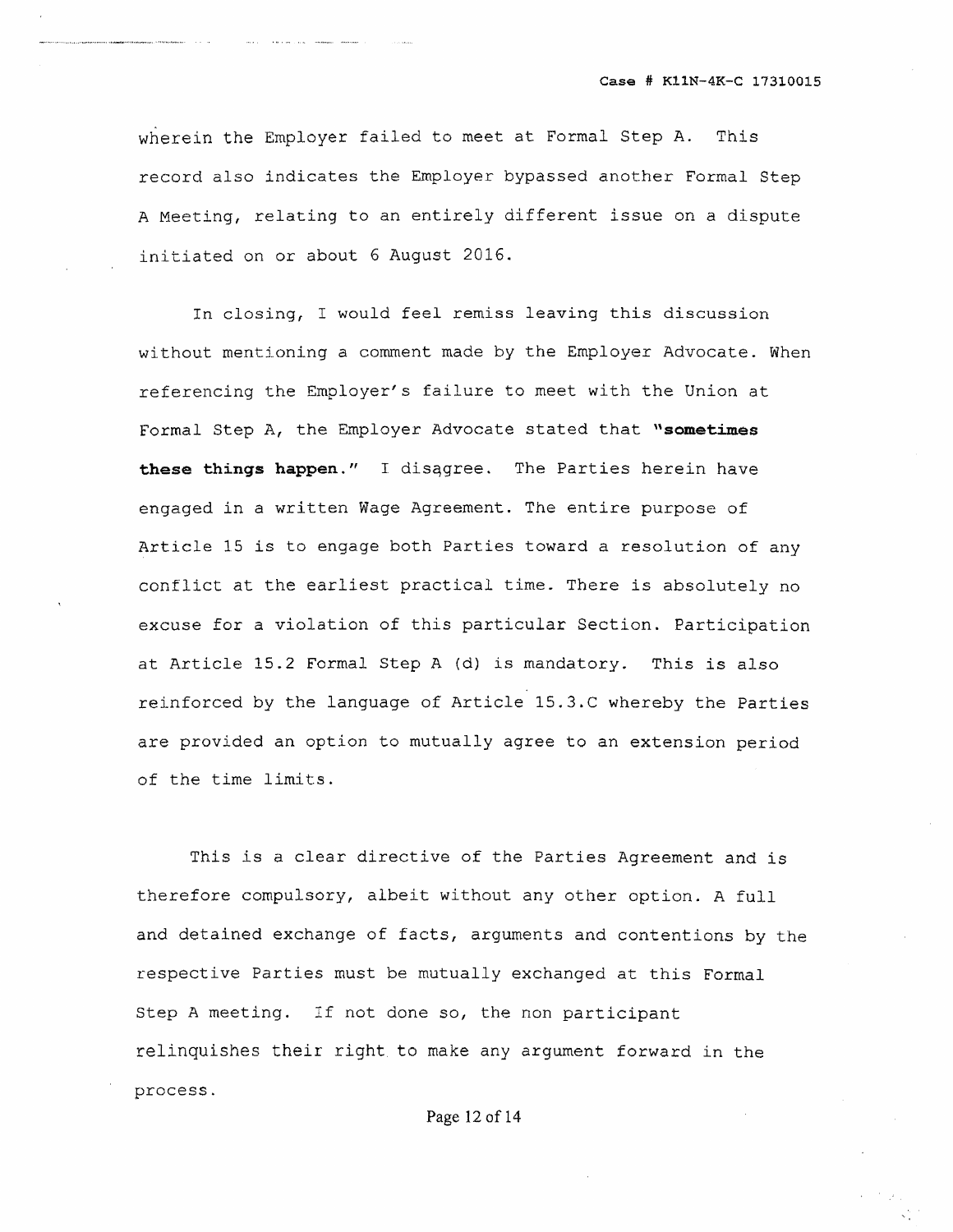wherein the Employer failed to meet at Formal Step A. This record also indicates the Employer bypassed another Formal Step A Meeting, relating to an entirely different issue on a dispute initiated on or about 6 August 2016.

In closing, I would feel remiss leaving this discussion without mentioning a comment made by the Employer Advocate. When referencing the Employer's failure to meet with the Union at Formal Step A, the Employer Advocate stated that **"sometimes these things happen."** I disagree. The Parties herein have engaged in a written Wage Agreement. The entire purpose of Article 15 is to engage both Parties toward a resolution of any conflict at the earliest practical time. There is absolutely no excuse for a violation of this particular Section. Participation at Article 15.2 Formal Step A (d) is mandatory. This is also reinforced by the language of Article 15.3.C whereby the Parties are provided an option to mutually agree to an extension period of the time limits.

This is a clear directive of the Parties Agreement and is therefore compulsory, albeit without any other option. A full and detained exchange of facts, arguments and contentions by the respective Parties must be mutually exchanged at this Formal Step A meeting. If not done so, the non participant relinquishes their right to make any argument forward in the process.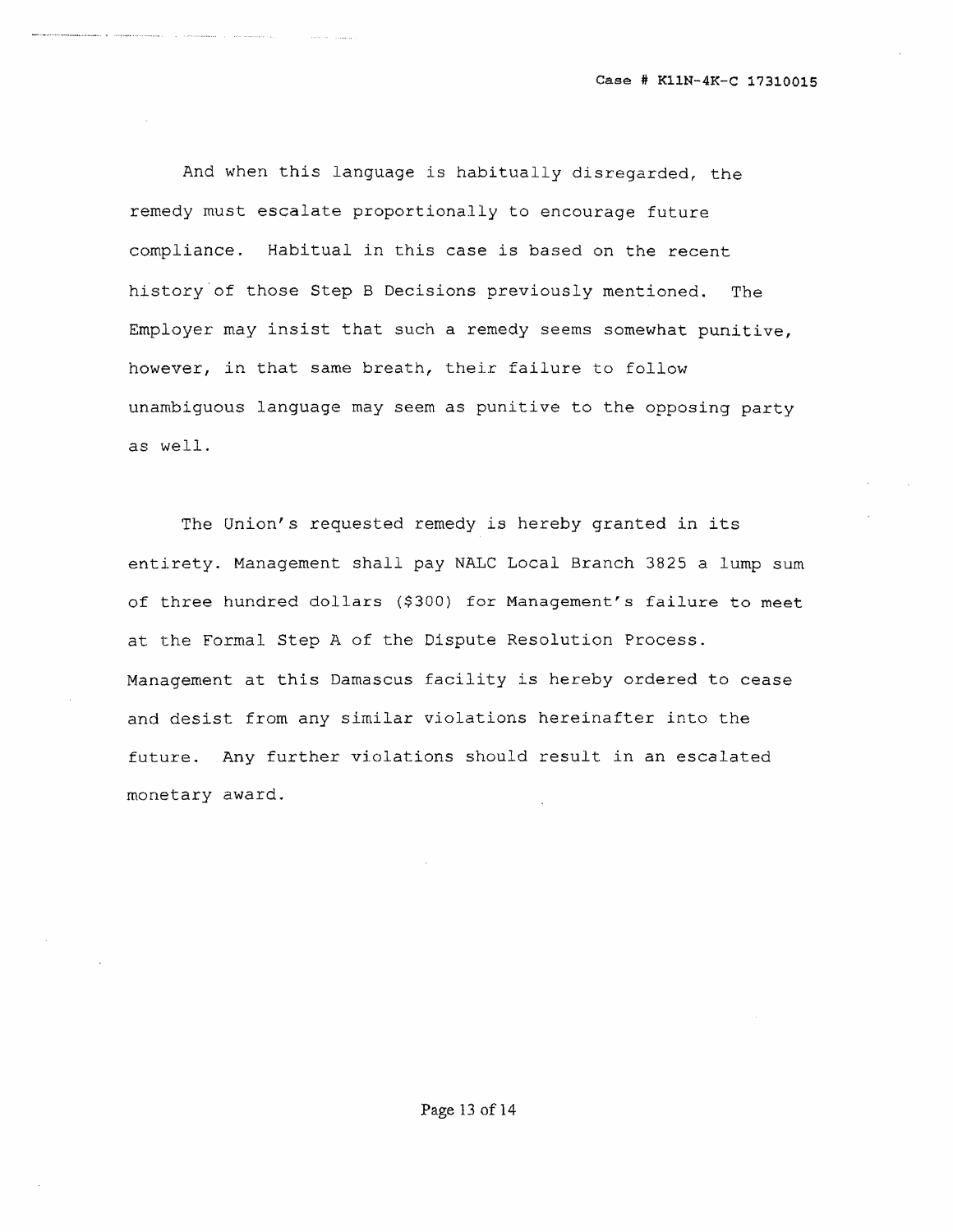And when this language is habitually disregarded, the remedy must escalate proportionally to encourage future compliance. Habitual in this case is based on the recent history of those Step B Decisions previously mentioned. The Employer may insist that such a remedy seems somewhat punitive, however, in that same breath, their failure to follow unambiguous language may seem as punitive to the opposing party as well.

The Union's requested remedy is hereby granted in its entirety. Management shall pay NALC Local Branch 3825 a lump sum of three hundred dollars ($300) for Management's failure to meet at the Formal Step A of the Dispute Resolution Process. Management at this Damascus facility is hereby ordered to cease and desist from any similar violations hereinafter into the future. Any further violations should result in an escalated monetary award.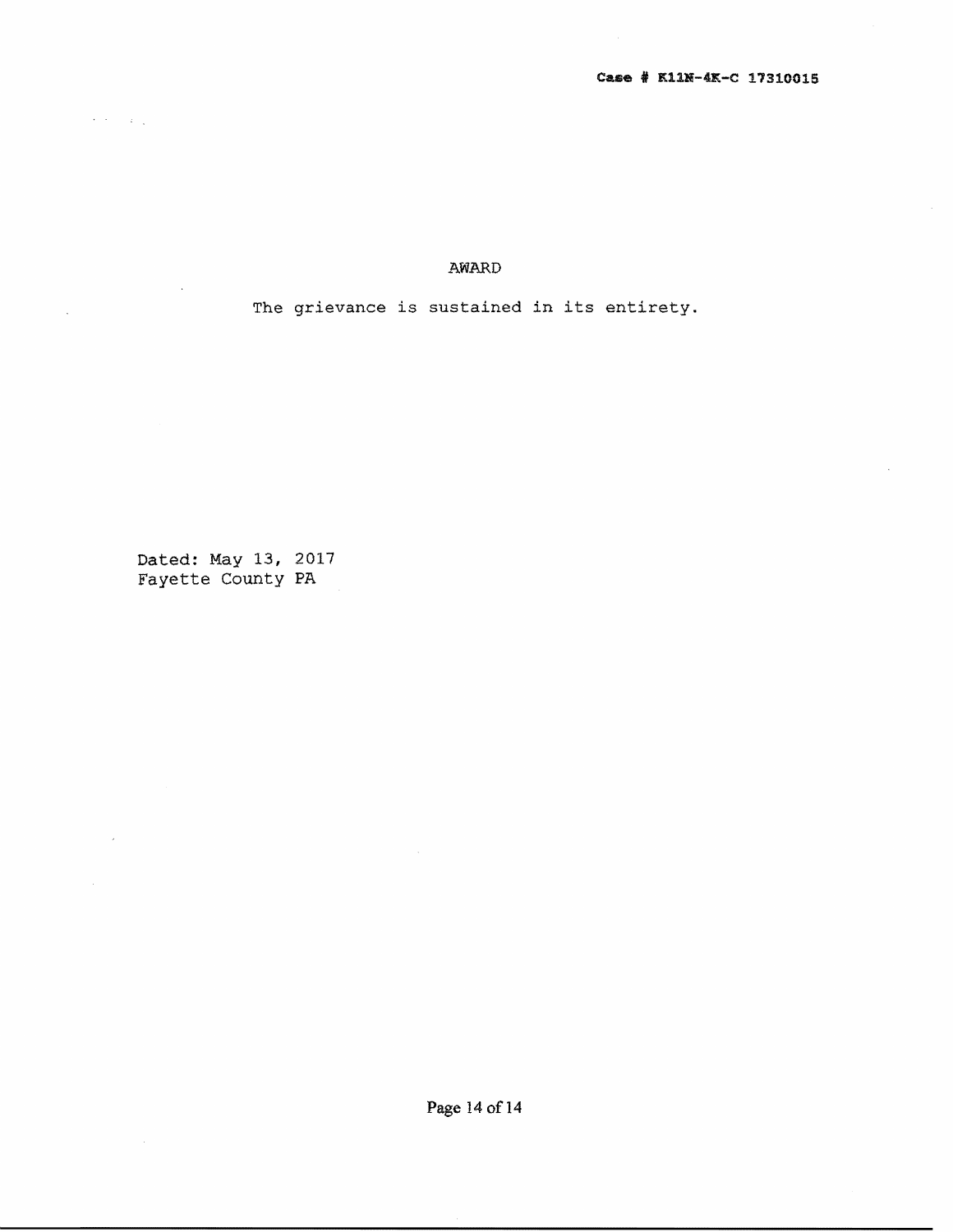Case # K11N-4K-C 17310015

## AWARD

The grievance is sustained in its entirety.

Dated: May 13, 2017
Fayette County PA